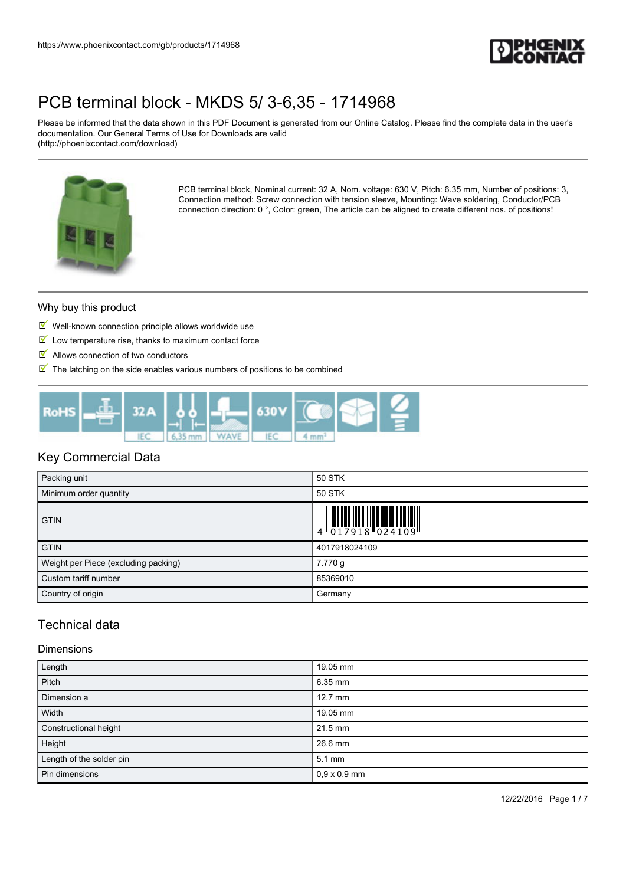# PCB terminal block - MKDS 5/ 3-6,35 - 1714968

Please be informed that the data shown in this PDF Document is generated from our Online Catalog. Please find the complete data in the user's documentation. Our General Terms of Use for Downloads are valid (http://phoenixcontact.com/download)

PCB terminal block, Nominal current: 32 A, Nom. voltage: 630 V, Pitch: 6.35 mm, Number of positions: 3, Connection method: Screw connection with tension sleeve, Mounting: Wave soldering, Conductor/PCB connection direction: 0 °, Color: green, The article can be aligned to create different nos. of positions!

## Why buy this product

- Well-known connection principle allows worldwide use
- Low temperature rise, thanks to maximum contact force
- Allows connection of two conductors
- The latching on the side enables various numbers of positions to be combined

## Key Commercial Data

| | |
|---|---|
| Packing unit | 50 STK |
| Minimum order quantity | 50 STK |
| GTIN | 4 017918 024109 |
| GTIN | 4017918024109 |
| Weight per Piece (excluding packing) | 7.770 g |
| Custom tariff number | 85369010 |
| Country of origin | Germany |

## Technical data

### Dimensions

| | |
|---|---|
| Length | 19.05 mm |
| Pitch | 6.35 mm |
| Dimension a | 12.7 mm |
| Width | 19.05 mm |
| Constructional height | 21.5 mm |
| Height | 26.6 mm |
| Length of the solder pin | 5.1 mm |
| Pin dimensions | 0,9 x 0,9 mm |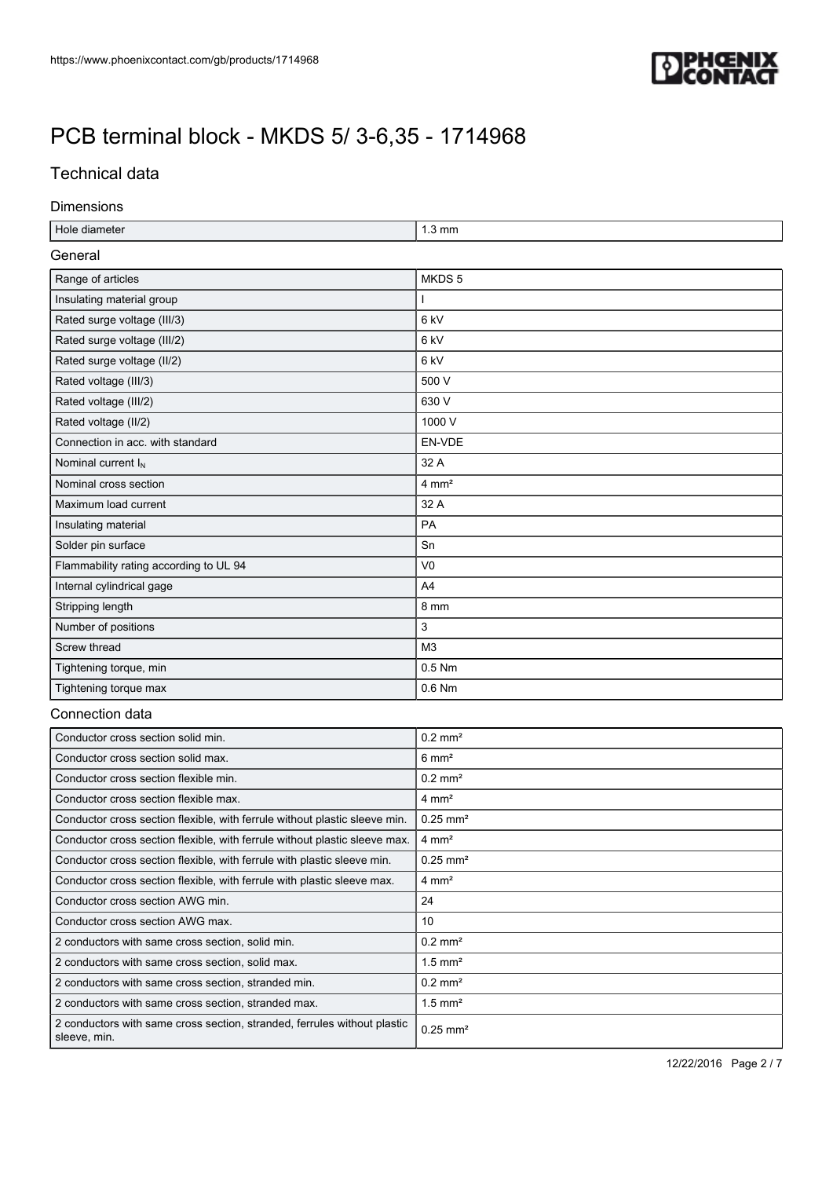# PCB terminal block - MKDS 5/ 3-6,35 - 1714968

## Technical data

### Dimensions

| | |
|---|---|
| Hole diameter | 1.3 mm |

### General

| | |
|---|---|
| Range of articles | MKDS 5 |
| Insulating material group | I |
| Rated surge voltage (III/3) | 6 kV |
| Rated surge voltage (III/2) | 6 kV |
| Rated surge voltage (II/2) | 6 kV |
| Rated voltage (III/3) | 500 V |
| Rated voltage (III/2) | 630 V |
| Rated voltage (II/2) | 1000 V |
| Connection in acc. with standard | EN-VDE |
| Nominal current $I_N$ | 32 A |
| Nominal cross section | 4 mm² |
| Maximum load current | 32 A |
| Insulating material | PA |
| Solder pin surface | Sn |
| Flammability rating according to UL 94 | V0 |
| Internal cylindrical gage | A4 |
| Stripping length | 8 mm |
| Number of positions | 3 |
| Screw thread | M3 |
| Tightening torque, min | 0.5 Nm |
| Tightening torque max | 0.6 Nm |

### Connection data

| | |
|---|---|
| Conductor cross section solid min. | 0.2 mm² |
| Conductor cross section solid max. | 6 mm² |
| Conductor cross section flexible min. | 0.2 mm² |
| Conductor cross section flexible max. | 4 mm² |
| Conductor cross section flexible, with ferrule without plastic sleeve min. | 0.25 mm² |
| Conductor cross section flexible, with ferrule without plastic sleeve max. | 4 mm² |
| Conductor cross section flexible, with ferrule with plastic sleeve min. | 0.25 mm² |
| Conductor cross section flexible, with ferrule with plastic sleeve max. | 4 mm² |
| Conductor cross section AWG min. | 24 |
| Conductor cross section AWG max. | 10 |
| 2 conductors with same cross section, solid min. | 0.2 mm² |
| 2 conductors with same cross section, solid max. | 1.5 mm² |
| 2 conductors with same cross section, stranded min. | 0.2 mm² |
| 2 conductors with same cross section, stranded max. | 1.5 mm² |
| 2 conductors with same cross section, stranded, ferrules without plastic sleeve, min. | 0.25 mm² |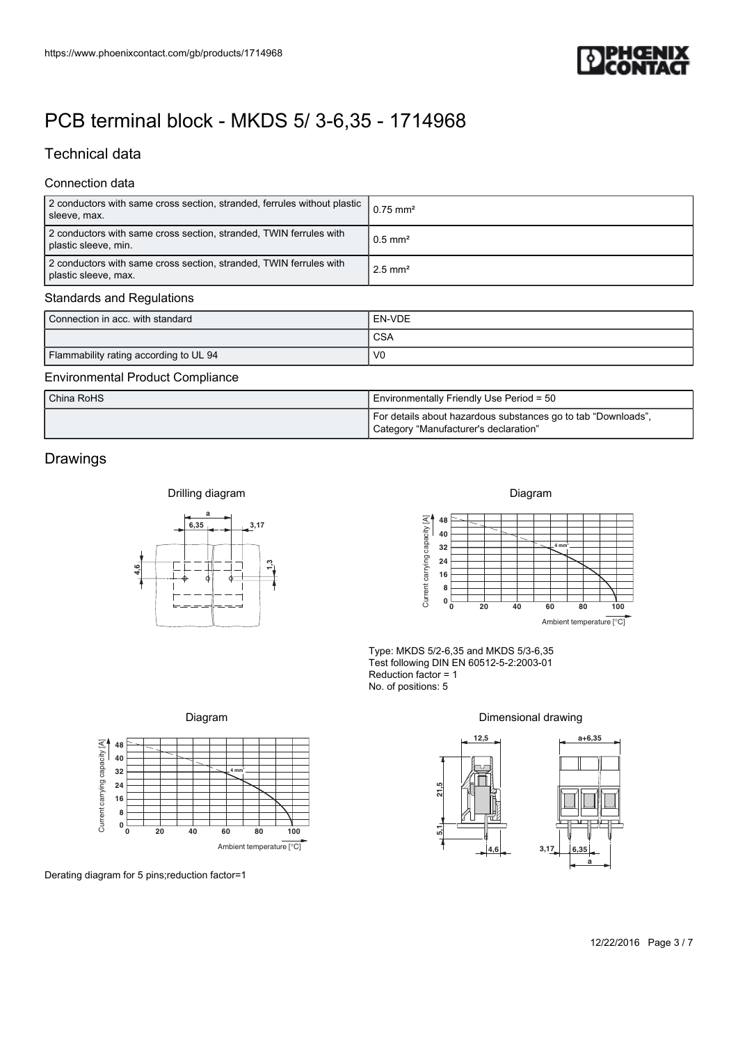# PCB terminal block - MKDS 5/ 3-6,35 - 1714968

## Technical data

### Connection data

| | |
|---|---|
| 2 conductors with same cross section, stranded, ferrules without plastic sleeve, max. | 0.75 mm² |
| 2 conductors with same cross section, stranded, TWIN ferrules with plastic sleeve, min. | 0.5 mm² |
| 2 conductors with same cross section, stranded, TWIN ferrules with plastic sleeve, max. | 2.5 mm² |

### Standards and Regulations

| | |
|---|---|
| Connection in acc. with standard | EN-VDE |
| | CSA |
| Flammability rating according to UL 94 | V0 |

### Environmental Product Compliance

| | |
|---|---|
| China RoHS | Environmentally Friendly Use Period = 50 |
| | For details about hazardous substances go to tab “Downloads”, Category “Manufacturer's declaration” |

## Drawings

Drilling diagram

Diagram

Type: MKDS 5/2-6,35 and MKDS 5/3-6,35
Test following DIN EN 60512-5-2:2003-01
Reduction factor = 1
No. of positions: 5

Diagram

Derating diagram for 5 pins;reduction factor=1

Dimensional drawing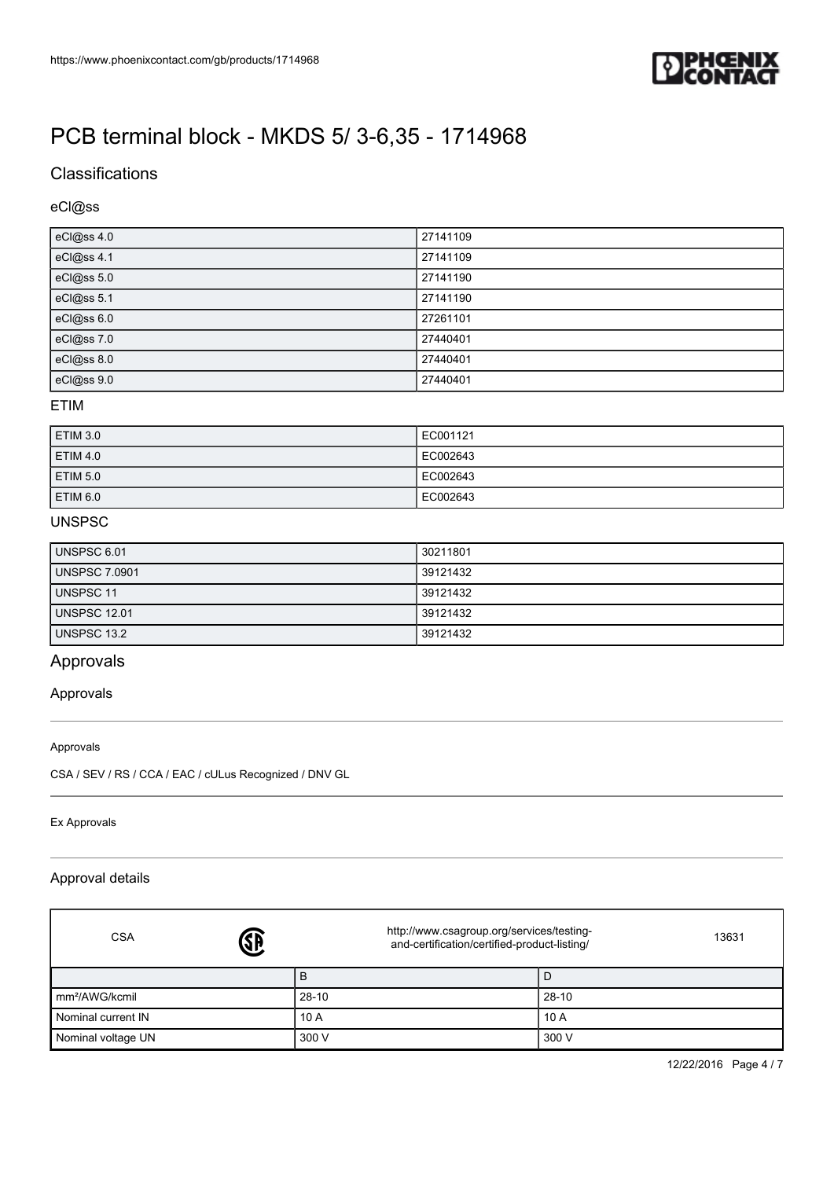# PCB terminal block - MKDS 5/ 3-6,35 - 1714968

## Classifications

### eCl@ss

| | |
|---|---|
| eCl@ss 4.0 | 27141109 |
| eCl@ss 4.1 | 27141109 |
| eCl@ss 5.0 | 27141190 |
| eCl@ss 5.1 | 27141190 |
| eCl@ss 6.0 | 27261101 |
| eCl@ss 7.0 | 27440401 |
| eCl@ss 8.0 | 27440401 |
| eCl@ss 9.0 | 27440401 |

### ETIM

| | |
|---|---|
| ETIM 3.0 | EC001121 |
| ETIM 4.0 | EC002643 |
| ETIM 5.0 | EC002643 |
| ETIM 6.0 | EC002643 |

### UNSPSC

| | |
|---|---|
| UNSPSC 6.01 | 30211801 |
| UNSPSC 7.0901 | 39121432 |
| UNSPSC 11 | 39121432 |
| UNSPSC 12.01 | 39121432 |
| UNSPSC 13.2 | 39121432 |

## Approvals

### Approvals

Approvals

CSA / SEV / RS / CCA / EAC / cULus Recognized / DNV GL

Ex Approvals

### Approval details

| CSA | http://www.csagroup.org/services/testing-and-certification/certified-product-listing/ | 13631 |
|---|---|---|
| | B | D |
| mm²/AWG/kcmil | 28-10 | 28-10 |
| Nominal current IN | 10 A | 10 A |
| Nominal voltage UN | 300 V | 300 V |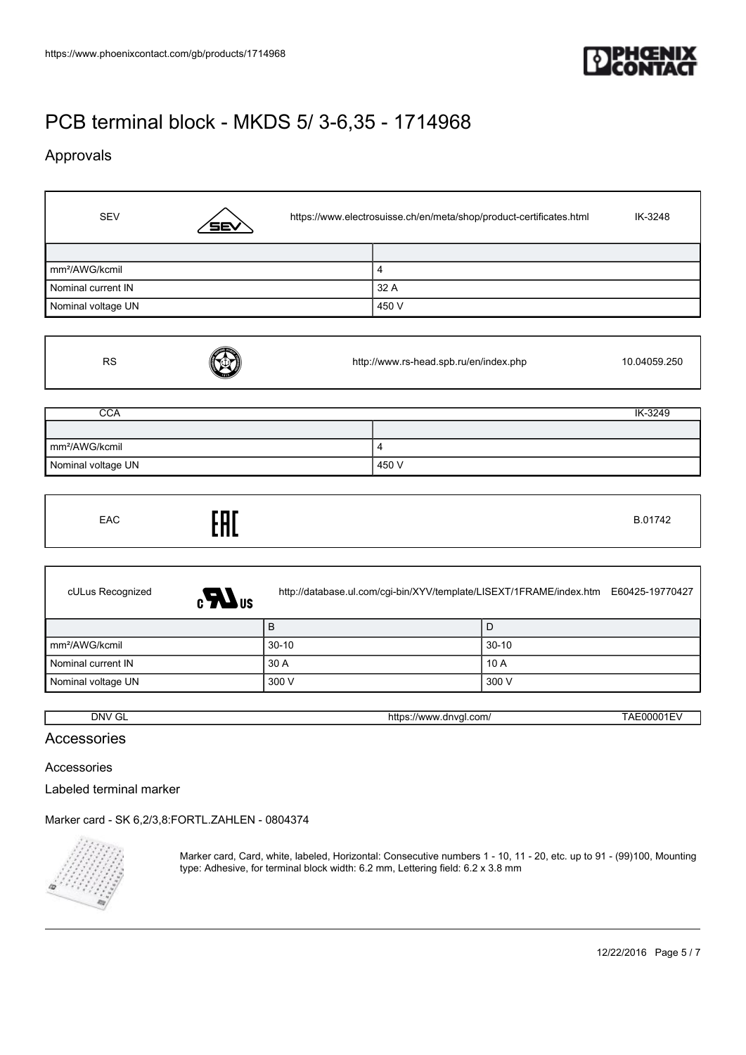# PCB terminal block - MKDS 5/ 3-6,35 - 1714968

## Approvals

| SEV | https://www.electrosuisse.ch/en/meta/shop/product-certificates.html | IK-3248 |
|---|---|---|

| | |
|---|---|
| mm²/AWG/kcmil | 4 |
| Nominal current IN | 32 A |
| Nominal voltage UN | 450 V |

| RS | http://www.rs-head.spb.ru/en/index.php | 10.04059.250 |
|---|---|---|

| CCA | IK-3249 |
|---|---|

| | |
|---|---|
| mm²/AWG/kcmil | 4 |
| Nominal voltage UN | 450 V |

| EAC | B.01742 |
|---|---|

| cULus Recognized | http://database.ul.com/cgi-bin/XYV/template/LISEXT/1FRAME/index.htm | E60425-19770427 |
|---|---|---|

| | B | D |
|---|---|---|
| mm²/AWG/kcmil | 30-10 | 30-10 |
| Nominal current IN | 30 A | 10 A |
| Nominal voltage UN | 300 V | 300 V |

| DNV GL | https://www.dnvgl.com/ | TAE00001EV |
|---|---|---|

## Accessories

Accessories

Labeled terminal marker

Marker card - SK 6,2/3,8:FORTL.ZAHLEN - 0804374

Marker card, Card, white, labeled, Horizontal: Consecutive numbers 1 - 10, 11 - 20, etc. up to 91 - (99)100, Mounting type: Adhesive, for terminal block width: 6.2 mm, Lettering field: 6.2 x 3.8 mm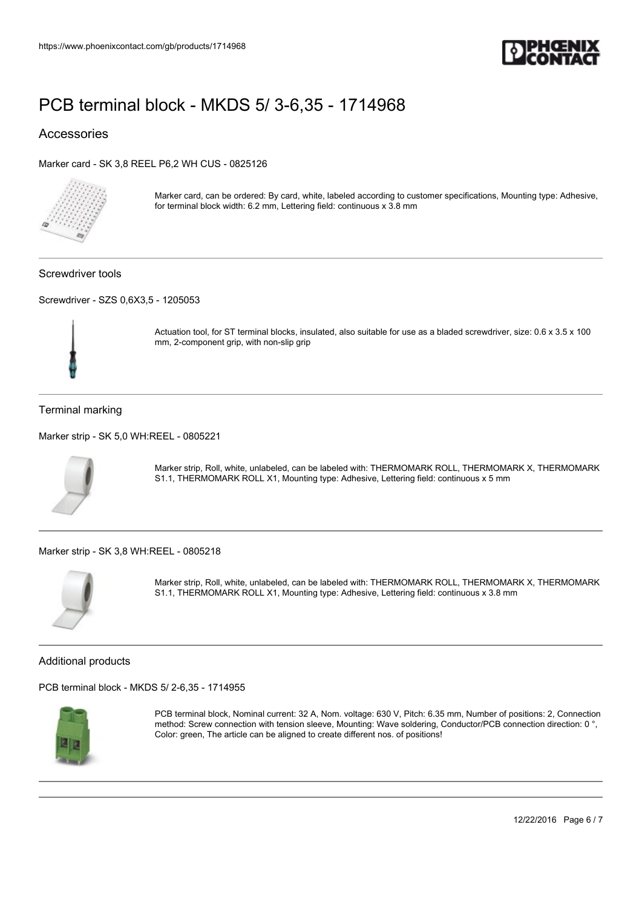# PCB terminal block - MKDS 5/ 3-6,35 - 1714968

## Accessories

### Marker card - SK 3,8 REEL P6,2 WH CUS - 0825126

Marker card, can be ordered: By card, white, labeled according to customer specifications, Mounting type: Adhesive, for terminal block width: 6.2 mm, Lettering field: continuous x 3.8 mm

## Screwdriver tools

### Screwdriver - SZS 0,6X3,5 - 1205053

Actuation tool, for ST terminal blocks, insulated, also suitable for use as a bladed screwdriver, size: 0.6 x 3.5 x 100 mm, 2-component grip, with non-slip grip

## Terminal marking

### Marker strip - SK 5,0 WH:REEL - 0805221

Marker strip, Roll, white, unlabeled, can be labeled with: THERMOMARK ROLL, THERMOMARK X, THERMOMARK S1.1, THERMOMARK ROLL X1, Mounting type: Adhesive, Lettering field: continuous x 5 mm

### Marker strip - SK 3,8 WH:REEL - 0805218

Marker strip, Roll, white, unlabeled, can be labeled with: THERMOMARK ROLL, THERMOMARK X, THERMOMARK S1.1, THERMOMARK ROLL X1, Mounting type: Adhesive, Lettering field: continuous x 3.8 mm

## Additional products

### PCB terminal block - MKDS 5/ 2-6,35 - 1714955

PCB terminal block, Nominal current: 32 A, Nom. voltage: 630 V, Pitch: 6.35 mm, Number of positions: 2, Connection method: Screw connection with tension sleeve, Mounting: Wave soldering, Conductor/PCB connection direction: 0 °, Color: green, The article can be aligned to create different nos. of positions!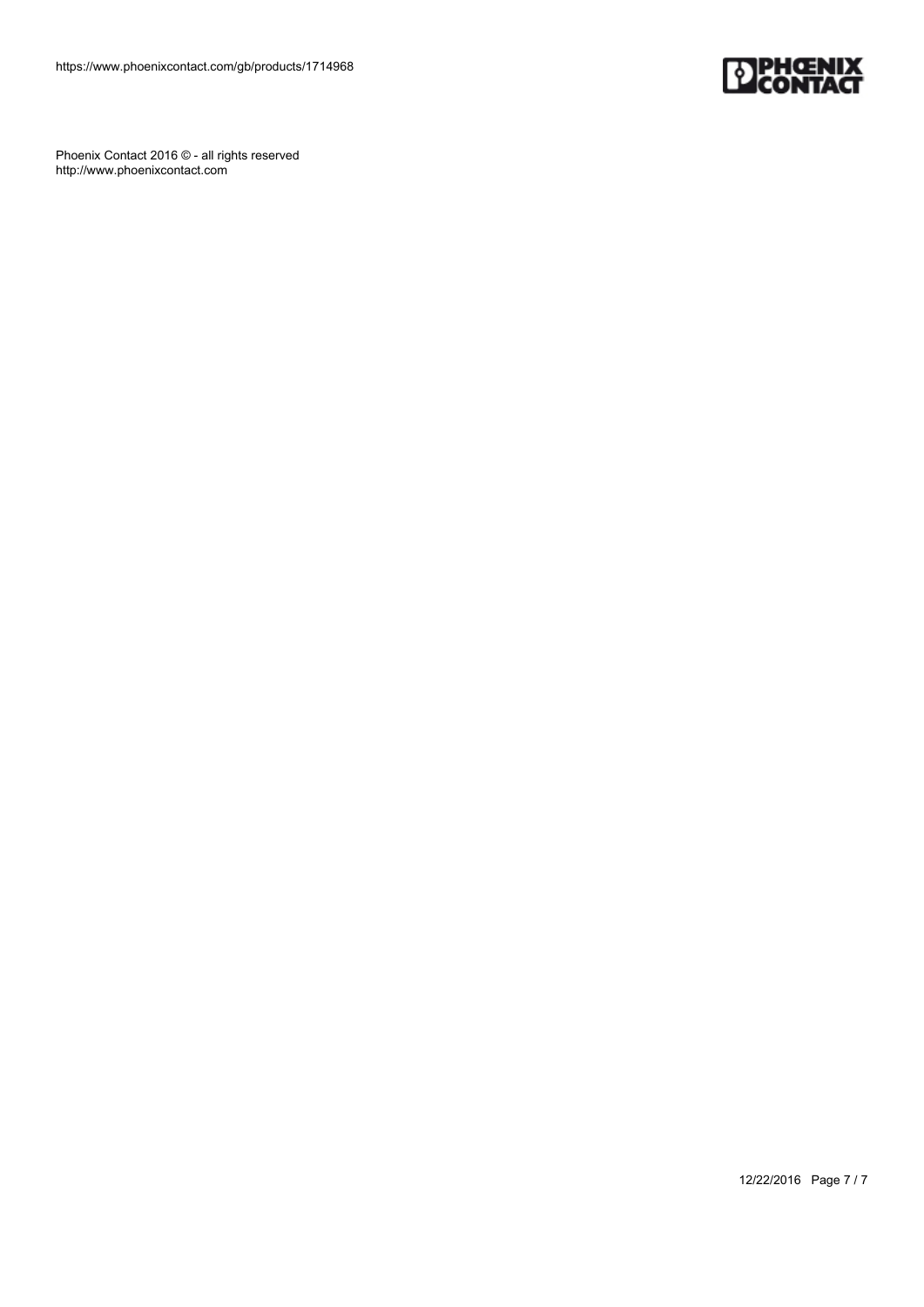Phoenix Contact 2016 © - all rights reserved
http://www.phoenixcontact.com